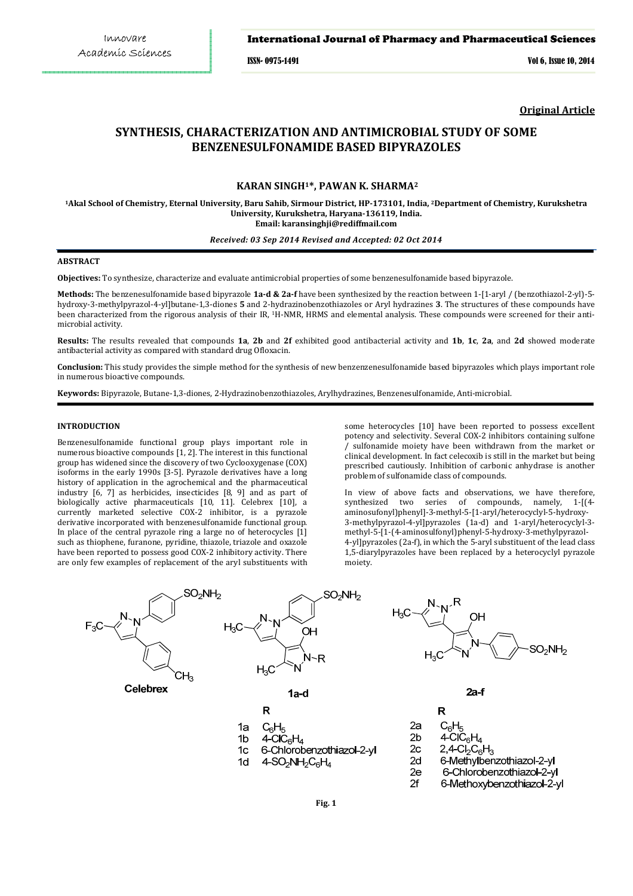**Original Article**

# SYNTHESIS, CHARACTERIZATION AND ANTIMICROBIAL STUDY OF SOME BENZENESULFONAMIDE BASED BIPYRAZOLES

**KARAN SINGH[1]*, PAWAN K. SHARMA[2]**

[1]Akal School of Chemistry, Eternal University, Baru Sahib, Sirmour District, HP-173101, India, [2]Department of Chemistry, Kurukshetra University, Kurukshetra, Haryana-136119, India.
Email: karansinghji@rediffmail.com

*Received: 03 Sep 2014 Revised and Accepted: 02 Oct 2014*

## ABSTRACT

**Objectives:** To synthesize, characterize and evaluate antimicrobial properties of some benzenesulfonamide based bipyrazole.

**Methods:** The benzenesulfonamide based bipyrazole **1a-d & 2a-f** have been synthesized by the reaction between 1-[1-aryl / (benzothiazol-2-yl)-5-hydroxy-3-methylpyrazol-4-yl]butane-1,3-diones **5** and 2-hydrazinobenzothiazoles or Aryl hydrazines **3**. The structures of these compounds have been characterized from the rigorous analysis of their IR, [1]H-NMR, HRMS and elemental analysis. These compounds were screened for their anti-microbial activity.

**Results:** The results revealed that compounds **1a**, **2b** and **2f** exhibited good antibacterial activity and **1b**, **1c**, **2a**, and **2d** showed moderate antibacterial activity as compared with standard drug Ofloxacin.

**Conclusion:** This study provides the simple method for the synthesis of new benzenzenesulfonamide based bipyrazoles which plays important role in numerous bioactive compounds.

**Keywords:** Bipyrazole, Butane-1,3-diones, 2-Hydrazinobenzothiazoles, Arylhydrazines, Benzenesulfonamide, Anti-microbial.

## INTRODUCTION

Benzenesulfonamide functional group plays important role in numerous bioactive compounds [1, 2]. The interest in this functional group has widened since the discovery of two Cyclooxygenase (COX) isoforms in the early 1990s [3-5]. Pyrazole derivatives have a long history of application in the agrochemical and the pharmaceutical industry [6, 7] as herbicides, insecticides [8, 9] and as part of biologically active pharmaceuticals [10, 11]. Celebrex [10], a currently marketed selective COX-2 inhibitor, is a pyrazole derivative incorporated with benzenesulfonamide functional group. In place of the central pyrazole ring a large no of heterocycles [1] such as thiophene, furanone, pyridine, thiazole, triazole and oxazole have been reported to possess good COX-2 inhibitory activity. There are only few examples of replacement of the aryl substituents with some heterocycles [10] have been reported to possess excellent potency and selectivity. Several COX-2 inhibitors containing sulfone / sulfonamide moiety have been withdrawn from the market or clinical development. In fact celecoxib is still in the market but being prescribed cautiously. Inhibition of carbonic anhydrase is another problem of sulfonamide class of compounds.

In view of above facts and observations, we have therefore, synthesized two series of compounds, namely, 1-[(4-aminosufonyl)phenyl]-3-methyl-5-[1-aryl/heterocyclyl-5-hydroxy-3-methylpyrazol-4-yl]pyrazoles (1a-d) and 1-aryl/heterocyclyl-3-methyl-5-[1-(4-aminosulfonyl)phenyl-5-hydroxy-3-methylpyrazol-4-yl]pyrazoles (2a-f), in which the 5-aryl substituent of the lead class 1,5-diarylpyrazoles have been replaced by a heterocyclyl pyrazole moiety.

Celebrex

**1a-d**

| | R |
|---|---|
| 1a | $C_6H_5$ |
| 1b | $4\text{-}ClC_6H_4$ |
| 1c | 6-Chlorobenzothiazol-2-yl |
| 1d | $4\text{-}SO_2NH_2C_6H_4$ |

**2a-f**

| | R |
|---|---|
| 2a | $C_6H_5$ |
| 2b | $4\text{-}ClC_6H_4$ |
| 2c | $2,4\text{-}Cl_2C_6H_3$ |
| 2d | 6-Methylbenzothiazol-2-yl |
| 2e | 6-Chlorobenzothiazol-2-yl |
| 2f | 6-Methoxybenzothiazol-2-yl |

**Fig. 1**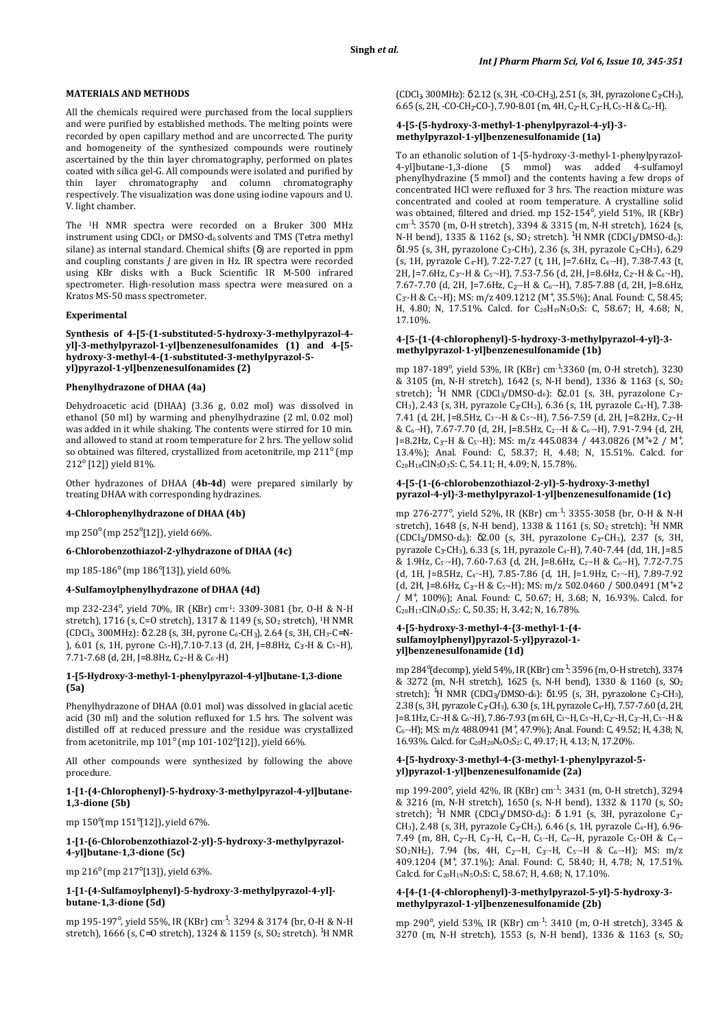## MATERIALS AND METHODS

All the chemicals required were purchased from the local suppliers and were purified by established methods. The melting points were recorded by open capillary method and are uncorrected. The purity and homogeneity of the synthesized compounds were routinely ascertained by the thin layer chromatography, performed on plates coated with silica gel-G. All compounds were isolated and purified by thin layer chromatography and column chromatography respectively. The visualization was done using iodine vapours and U. V. light chamber.

The $^1$H NMR spectra were recorded on a Bruker 300 MHz instrument using $CDCl_3$ or DMSO-$d_6$ solvents and TMS (Tetra methyl silane) as internal standard. Chemical shifts (δ) are reported in ppm and coupling constants *J* are given in Hz. IR spectra were recorded using KBr disks with a Buck Scientific IR M-500 infrared spectrometer. High-resolution mass spectra were measured on a Kratos MS-50 mass spectrometer.

### Experimental

#### Synthesis of 4-[5-(1-substituted-5-hydroxy-3-methylpyrazol-4-yl]-3-methylpyrazol-1-yl]benzenesulfonamides (1) and 4-[5-hydroxy-3-methyl-4-(1-substituted-3-methylpyrazol-5-yl)pyrazol-1-yl]benzenesulfonamides (2)

#### Phenylhydrazone of DHAA (4a)

Dehydroacetic acid (DHAA) (3.36 g, 0.02 mol) was dissolved in ethanol (50 ml) by warming and phenylhydrazine (2 ml, 0.02 mol) was added in it while shaking. The contents were stirred for 10 min. and allowed to stand at room temperature for 2 hrs. The yellow solid so obtained was filtered, crystallized from acetonitrile, mp 211° (mp 212° [12]) yield 81%.

Other hydrazones of DHAA (**4b-4d**) were prepared similarly by treating DHAA with corresponding hydrazines.

#### 4-Chlorophenylhydrazone of DHAA (4b)

mp 250° (mp 252°[12]), yield 66%.

#### 6-Chlorobenzothiazol-2-ylhydrazone of DHAA (4c)

mp 185-186° (mp 186°[13]), yield 60%.

#### 4-Sulfamoylphenylhydrazone of DHAA (4d)

mp 232-234°, yield 70%, IR (KBr) cm$^{-1}$: 3309-3081 (br, O-H & N-H stretch), 1716 (s, C=O stretch), 1317 & 1149 (s, $SO_2$ stretch), $^1$H NMR ($CDCl_3$, 300MHz): δ 2.28 (s, 3H, pyrone $C_6$-$CH_3$), 2.64 (s, 3H, $CH_3$-C=N-), 6.01 (s, 1H, pyrone $C_5$-H), 7.10-7.13 (d, 2H, J=8.8Hz, $C_3$-H & $C_{5'}$-H), 7.71-7.68 (d, 2H, J=8.8Hz, $C_2$-H & $C_{6'}$-H)

#### 1-[5-Hydroxy-3-methyl-1-phenylpyrazol-4-yl]butane-1,3-dione (5a)

Phenylhydrazone of DHAA (0.01 mol) was dissolved in glacial acetic acid (30 ml) and the solution refluxed for 1.5 hrs. The solvent was distilled off at reduced pressure and the residue was crystallized from acetonitrile, mp 101° (mp 101-102°[12]), yield 66%.

All other compounds were synthesized by following the above procedure.

#### 1-[1-(4-Chlorophenyl)-5-hydroxy-3-methylpyrazol-4-yl]butane-1,3-dione (5b)

mp 150°(mp 151°[12]), yield 67%.

#### 1-[1-(6-Chlorobenzothiazol-2-yl)-5-hydroxy-3-methylpyrazol-4-yl]butane-1,3-dione (5c)

mp 216° (mp 217°[13]), yield 63%.

#### 1-[1-(4-Sulfamoylphenyl)-5-hydroxy-3-methylpyrazol-4-yl]-butane-1,3-dione (5d)

mp 195-197°, yield 55%, IR (KBr) cm$^{-1}$: 3294 & 3174 (br, O-H & N-H stretch), 1666 (s, C=O stretch), 1324 & 1159 (s, $SO_2$ stretch). $^1$H NMR ($CDCl_3$ 300MHz): δ 2.12 (s, 3H, -CO-$CH_3$), 2.51 (s, 3H, pyrazolone $C_3$-$CH_3$), 6.65 (s, 2H, -CO-$CH_2$-CO-), 7.90-8.01 (m, 4H, $C_2$-H, $C_3$-H, $C_5$-H & $C_6$-H).

#### 4-[5-(5-hydroxy-3-methyl-1-phenylpyrazol-4-yl)-3-methylpyrazol-1-yl]benzenesulfonamide (1a)

To an ethanolic solution of 1-[5-hydroxy-3-methyl-1-phenylpyrazol-4-yl]butane-1,3-dione (5 mmol) was added 4-sulfamoyl phenylhydrazine (5 mmol) and the contents having a few drops of concentrated HCl were refluxed for 3 hrs. The reaction mixture was concentrated and cooled at room temperature. A crystalline solid was obtained, filtered and dried. mp 152-154°, yield 51%, IR (KBr) cm$^{-1}$: 3570 (m, O-H stretch), 3394 & 3315 (m, N-H stretch), 1624 (s, N-H bend), 1335 & 1162 (s, $SO_2$ stretch). $^1$H NMR ($CDCl_3$/DMSO-$d_6$): δ1.95 (s, 3H, pyrazolone $C_3$-$CH_3$), 2.36 (s, 3H, pyrazole $C_3$-$CH_3$), 6.29 (s, 1H, pyrazole $C_4$-H), 7.22-7.27 (t, 1H, J=7.6Hz, $C_{4''}$-H), 7.38-7.43 (t, 2H, J=7.6Hz, $C_{3''}$-H & $C_{5''}$-H), 7.53-7.56 (d, 2H, J=8.6Hz, $C_{2'}$-H & $C_{6'}$-H), 7.67-7.70 (d, 2H, J=7.6Hz, $C_{2''}$-H & $C_{6''}$-H), 7.85-7.88 (d, 2H, J=8.6Hz, $C_{3'}$-H & $C_{5'}$-H); MS: m/z 409.1212 ($M^+$, 35.5%); Anal. Found: C, 58.45; H, 4.80; N, 17.51%. Calcd. for $C_{20}H_{19}N_5O_3S$: C, 58.67; H, 4.68; N, 17.10%.

#### 4-[5-{1-(4-chlorophenyl)-5-hydroxy-3-methylpyrazol-4-yl}-3-methylpyrazol-1-yl]benzenesulfonamide (1b)

mp 187-189°, yield 53%, IR (KBr) cm$^{-1}$:3360 (m, O-H stretch), 3230 & 3105 (m, N-H stretch), 1642 (s, N-H bend), 1336 & 1163 (s, $SO_2$ stretch); $^1$H NMR ($CDCl_3$/DMSO-$d_6$): δ2.01 (s, 3H, pyrazolone $C_3$-$CH_3$), 2.43 (s, 3H, pyrazole $C_3$-$CH_3$), 6.36 (s, 1H, pyrazole $C_4$-H), 7.38-7.41 (d, 2H, J=8.5Hz, $C_{3''}$-H & $C_{5''}$-H), 7.56-7.59 (d, 2H, J=8.2Hz, $C_{2'}$-H & $C_{6'}$-H), 7.67-7.70 (d, 2H, J=8.5Hz, $C_{2''}$-H & $C_{6''}$-H), 7.91-7.94 (d, 2H, J=8.2Hz, $C_{3'}$-H & $C_{5'}$-H); MS: m/z 445.0834 / 443.0826 ($M^+$+2 / $M^+$, 13.4%); Anal. Found: C, 58.37; H, 4.48; N, 15.51%. Calcd. for $C_{20}H_{18}ClN_5O_3S$: C, 54.11; H, 4.09; N, 15.78%.

#### 4-[5-{1-(6-chlorobenzothiazol-2-yl)-5-hydroxy-3-methyl pyrazol-4-yl}-3-methylpyrazol-1-yl]benzenesulfonamide (1c)

mp 276-277°, yield 52%, IR (KBr) cm$^{-1}$: 3355-3058 (br, O-H & N-H stretch), 1648 (s, N-H bend), 1338 & 1161 (s, $SO_2$ stretch); $^1$H NMR ($CDCl_3$/DMSO-$d_6$): δ2.00 (s, 3H, pyrazolone $C_3$-$CH_3$), 2.37 (s, 3H, pyrazole $C_3$-$CH_3$), 6.33 (s, 1H, pyrazole $C_4$-H), 7.40-7.44 (dd, 1H, J=8.5 & 1.9Hz, $C_{5''}$-H), 7.60-7.63 (d, 2H, J=8.6Hz, $C_{2'}$-H & $C_{6'}$-H), 7.72-7.75 (d, 1H, J=8.5Hz, $C_{4''}$-H), 7.85-7.86 (d, 1H, J=1.9Hz, $C_{7''}$-H), 7.89-7.92 (d, 2H, J=8.6Hz, $C_{3'}$-H & $C_{5'}$-H); MS: m/z 502.0460 / 500.0491 ($M^+$+2 / $M^+$, 100%); Anal. Found: C, 50.67; H, 3.68; N, 16.93%. Calcd. for $C_{20}H_{17}ClN_6O_3S_2$: C, 50.35; H, 3.42; N, 16.78%.

#### 4-[5-hydroxy-3-methyl-4-{3-methyl-1-(4-sulfamoylphenyl)pyrazol-5-yl}pyrazol-1-yl]benzenesulfonamide (1d)

mp 284°(decomp), yield 54%, IR (KBr) cm$^{-1}$: 3596 (m, O-H stretch), 3374 & 3272 (m, N-H stretch), 1625 (s, N-H bend), 1330 & 1160 (s, $SO_2$ stretch); $^1$H NMR ($CDCl_3$/DMSO-$d_6$): δ1.96 (s, 3H, pyrazolone $C_3$-$CH_3$), 2.38 (s, 3H, pyrazole $C_3$-$CH_3$), 6.30 (s, 1H, pyrazole $C_4$-H), 7.57-7.60 (d, 2H, J=8.1Hz, $C_{2'}$-H & $C_{6'}$-H), 7.86-7.93 (m 6H, $C_{3'}$-H, $C_{5'}$-H, $C_{2''}$-H, $C_{3''}$-H, $C_{5''}$-H & $C_{6''}$-H); MS: m/z 488.0941 ($M^+$, 47.9%); Anal. Found: C, 49.52; H, 4.38; N, 16.93%. Calcd. for $C_{20}H_{20}N_6O_5S_2$: C, 49.17; H, 4.13; N, 17.20%.

#### 4-[5-hydroxy-3-methyl-4-(3-methyl-1-phenylpyrazol-5-yl)pyrazol-1-yl]benzenesulfonamide (2a)

mp 199-200°, yield 42%, IR (KBr) cm$^{-1}$: 3431 (m, O-H stretch), 3294 & 3216 (m, N-H stretch), 1650 (s, N-H bend), 1332 & 1170 (s, $SO_2$ stretch); $^1$H NMR ($CDCl_3$/DMSO-$d_6$): δ 1.91 (s, 3H, pyrazolone $C_3$-$CH_3$), 2.48 (s, 3H, pyrazole $C_3$-$CH_3$), 6.46 (s, 1H, pyrazole $C_4$-H), 6.96-7.49 (m, 8H, $C_{2''}$-H, $C_{3''}$-H, $C_{4''}$-H, $C_{5''}$-H, $C_{6''}$-H, pyrazole $C_5$-OH & $C_{4'}$-$SO_2NH_2$), 7.94 (bs, 4H, $C_{2'}$-H, $C_{3'}$-H, $C_{5'}$-H & $C_{6'}$-H); MS: m/z 409.1204 ($M^+$, 37.1%); Anal. Found: C, 58.40; H, 4.78; N, 17.51%. Calcd. for $C_{20}H_{19}N_5O_3S$: C, 58.67; H, 4.68; N, 17.10%.

#### 4-[4-{1-(4-chlorophenyl)-3-methylpyrazol-5-yl}-5-hydroxy-3-methylpyrazol-1-yl]benzenesulfonamide (2b)

mp 290°, yield 53%, IR (KBr) cm$^{-1}$: 3410 (m, O-H stretch), 3345 & 3270 (m, N-H stretch), 1553 (s, N-H bend), 1336 & 1163 (s, $SO_2$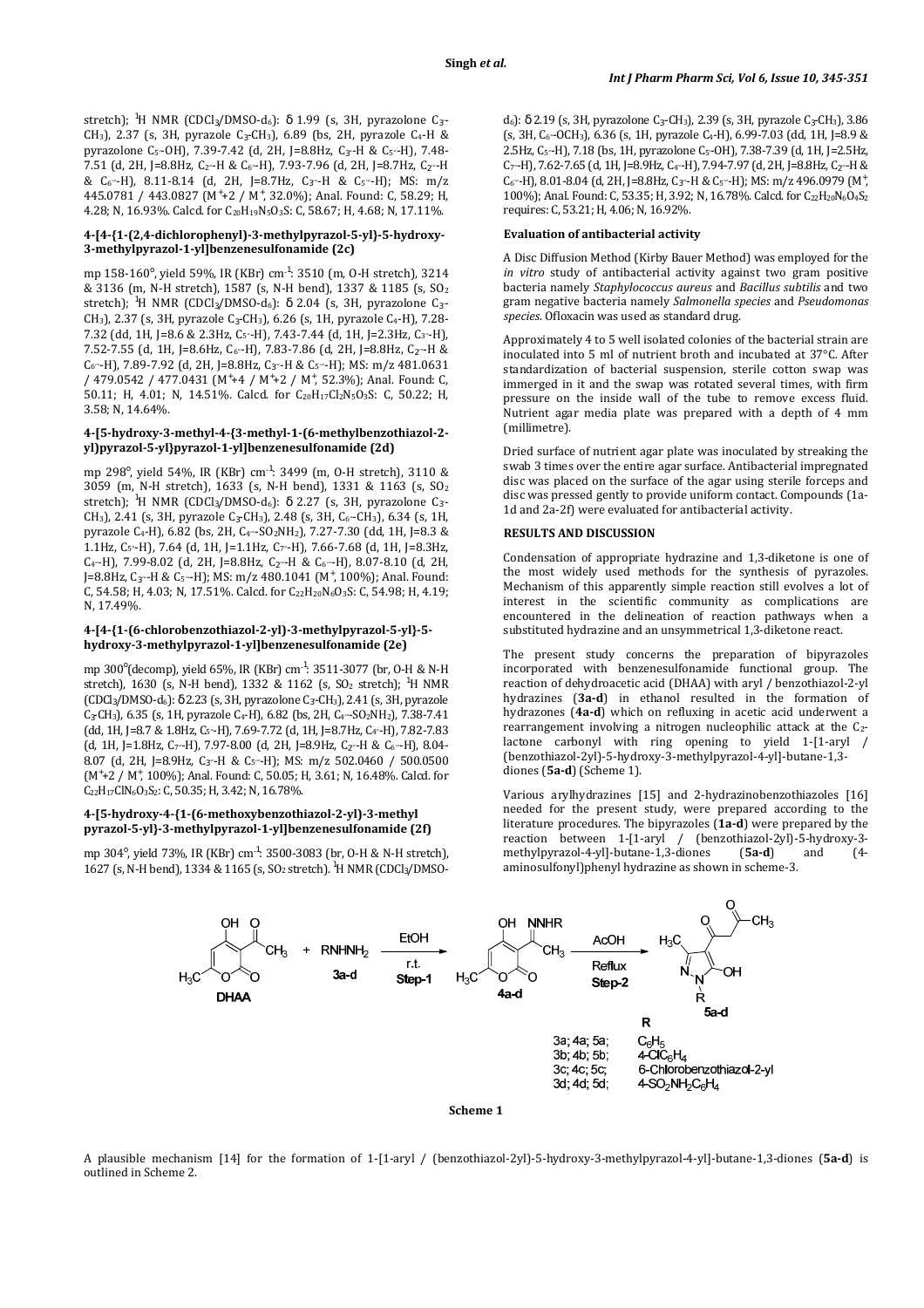stretch); $^1$H NMR ($CDCl_3$/DMSO-$d_6$): δ 1.99 (s, 3H, pyrazolone $C_3$-$CH_3$), 2.37 (s, 3H, pyrazole $C_3$-$CH_3$), 6.89 (bs, 2H, pyrazole $C_4$-H & pyrazolone $C_5$-OH), 7.39-7.42 (d, 2H, J=8.8Hz, $C_{3'}$-H & $C_{5'}$-H), 7.48-7.51 (d, 2H, J=8.8Hz, $C_{2''}$-H & $C_{6''}$-H), 7.93-7.96 (d, 2H, J=8.7Hz, $C_{2'}$-H & $C_{6'}$-H), 8.11-8.14 (d, 2H, J=8.7Hz, $C_{3''}$-H & $C_{5''}$-H); MS: m/z 445.0781 / 443.0827 ($M^+$+2 / $M^+$, 32.0%); Anal. Found: C, 58.29; H, 4.28; N, 16.93%. Calcd. for $C_{20}H_{19}N_5O_3S$: C, 58.67; H, 4.68; N, 17.11%.

#### 4-[4-{1-(2,4-dichlorophenyl)-3-methylpyrazol-5-yl}-5-hydroxy-3-methylpyrazol-1-yl]benzenesulfonamide (2c)

mp 158-160°, yield 59%, IR (KBr) $cm^{-1}$: 3510 (m, O-H stretch), 3214 & 3136 (m, N-H stretch), 1587 (s, N-H bend), 1337 & 1185 (s, $SO_2$ stretch); $^1$H NMR ($CDCl_3$/DMSO-$d_6$): δ 2.04 (s, 3H, pyrazolone $C_3$-$CH_3$), 2.37 (s, 3H, pyrazole $C_3$-$CH_3$), 6.26 (s, 1H, pyrazole $C_4$-H), 7.28-7.32 (dd, 1H, J=8.6 & 2.3Hz, $C_{5'}$-H), 7.43-7.44 (d, 1H, J=2.3Hz, $C_{3'}$-H), 7.52-7.55 (d, 1H, J=8.6Hz, $C_{6'}$-H), 7.83-7.86 (d, 2H, J=8.8Hz, $C_{2''}$-H & $C_{6''}$-H), 7.89-7.92 (d, 2H, J=8.8Hz, $C_{3''}$-H & $C_{5''}$-H); MS: m/z 481.0631 / 479.0542 / 477.0431 ($M^+$+4 / $M^+$+2 / $M^+$, 52.3%); Anal. Found: C, 50.11; H, 4.01; N, 14.51%. Calcd. for $C_{20}H_{17}Cl_2N_5O_3S$: C, 50.22; H, 3.58; N, 14.64%.

#### 4-[5-hydroxy-3-methyl-4-{3-methyl-1-(6-methylbenzothiazol-2-yl)pyrazol-5-yl}pyrazol-1-yl]benzenesulfonamide (2d)

mp 298°, yield 54%, IR (KBr) $cm^{-1}$: 3499 (m, O-H stretch), 3110 & 3059 (m, N-H stretch), 1633 (s, N-H bend), 1331 & 1163 (s, $SO_2$ stretch); $^1$H NMR ($CDCl_3$/DMSO-$d_6$): δ 2.27 (s, 3H, pyrazolone $C_3$-$CH_3$), 2.41 (s, 3H, pyrazole $C_3$-$CH_3$), 2.48 (s, 3H, $C_{6'}$-$CH_3$), 6.34 (s, 1H, pyrazole $C_4$-H), 6.82 (bs, 2H, $C_{4''}$-$SO_2NH_2$), 7.27-7.30 (dd, 1H, J=8.3 & 1.1Hz, $C_{5'}$-H), 7.64 (d, 1H, J=1.1Hz, $C_{7'}$-H), 7.66-7.68 (d, 1H, J=8.3Hz, $C_{4'}$-H), 7.99-8.02 (d, 2H, J=8.8Hz, $C_{2''}$-H & $C_{6''}$-H), 8.07-8.10 (d, 2H, J=8.8Hz, $C_{3''}$-H & $C_{5''}$-H); MS: m/z 480.1041 ($M^+$, 100%); Anal. Found: C, 54.58; H, 4.03; N, 17.51%. Calcd. for $C_{22}H_{20}N_6O_3S$: C, 54.98; H, 4.19; N, 17.49%.

#### 4-[4-{1-(6-chlorobenzothiazol-2-yl)-3-methylpyrazol-5-yl}-5-hydroxy-3-methylpyrazol-1-yl]benzenesulfonamide (2e)

mp 300°(decomp), yield 65%, IR (KBr) $cm^{-1}$: 3511-3077 (br, O-H & N-H stretch), 1630 (s, N-H bend), 1332 & 1162 (s, $SO_2$ stretch); $^1$H NMR ($CDCl_3$/DMSO-$d_6$): δ 2.23 (s, 3H, pyrazolone $C_3$-$CH_3$), 2.41 (s, 3H, pyrazole $C_3$-$CH_3$), 6.35 (s, 1H, pyrazole $C_4$-H), 6.82 (bs, 2H, $C_{4''}$-$SO_2NH_2$), 7.38-7.41 (dd, 1H, J=8.7 & 1.8Hz, $C_{5'}$-H), 7.69-7.72 (d, 1H, J=8.7Hz, $C_{4'}$-H), 7.82-7.83 (d, 1H, J=1.8Hz, $C_{7'}$-H), 7.97-8.00 (d, 2H, J=8.9Hz, $C_{2''}$-H & $C_{6''}$-H), 8.04-8.07 (d, 2H, J=8.9Hz, $C_{3''}$-H & $C_{5''}$-H); MS: m/z 502.0460 / 500.0500 ($M^+$+2 / $M^+$, 100%); Anal. Found: C, 50.05; H, 3.61; N, 16.48%. Calcd. for $C_{22}H_{17}ClN_6O_3S_2$: C, 50.35; H, 3.42; N, 16.78%.

#### 4-[5-hydroxy-4-{1-(6-methoxybenzothiazol-2-yl)-3-methyl pyrazol-5-yl}-3-methylpyrazol-1-yl]benzenesulfonamide (2f)

mp 304°, yield 73%, IR (KBr) $cm^{-1}$: 3500-3083 (br, O-H & N-H stretch), 1627 (s, N-H bend), 1334 & 1165 (s, $SO_2$ stretch). $^1$H NMR ($CDCl_3$/DMSO-$d_6$): δ 2.19 (s, 3H, pyrazolone $C_3$-$CH_3$), 2.39 (s, 3H, pyrazole $C_3$-$CH_3$), 3.86 (s, 3H, $C_{6'}$-$OCH_3$), 6.36 (s, 1H, pyrazole $C_4$-H), 6.99-7.03 (dd, 1H, J=8.9 & 2.5Hz, $C_{5'}$-H), 7.18 (bs, 1H, pyrazolone $C_5$-OH), 7.38-7.39 (d, 1H, J=2.5Hz, $C_{7'}$-H), 7.62-7.65 (d, 1H, J=8.9Hz, $C_{4'}$-H), 7.94-7.97 (d, 2H, J=8.8Hz, $C_{2''}$-H & $C_{6''}$-H), 8.01-8.04 (d, 2H, J=8.8Hz, $C_{3''}$-H & $C_{5''}$-H); MS: m/z 496.0979 ($M^+$, 100%); Anal. Found: C, 53.35; H, 3.92; N, 16.78%. Calcd. for $C_{22}H_{20}N_6O_4S_2$ requires: C, 53.21; H, 4.06; N, 16.92%.

#### Evaluation of antibacterial activity

A Disc Diffusion Method (Kirby Bauer Method) was employed for the *in vitro* study of antibacterial activity against two gram positive bacteria namely *Staphylococcus aureus* and *Bacillus subtilis* and two gram negative bacteria namely *Salmonella species* and *Pseudomonas species*. Ofloxacin was used as standard drug.

Approximately 4 to 5 well isolated colonies of the bacterial strain are inoculated into 5 ml of nutrient broth and incubated at 37°C. After standardization of bacterial suspension, sterile cotton swap was immerged in it and the swap was rotated several times, with firm pressure on the inside wall of the tube to remove excess fluid. Nutrient agar media plate was prepared with a depth of 4 mm (millimetre).

Dried surface of nutrient agar plate was inoculated by streaking the swab 3 times over the entire agar surface. Antibacterial impregnated disc was placed on the surface of the agar using sterile forceps and disc was pressed gently to provide uniform contact. Compounds (1a-1d and 2a-2f) were evaluated for antibacterial activity.

## RESULTS AND DISCUSSION

Condensation of appropriate hydrazine and 1,3-diketone is one of the most widely used methods for the synthesis of pyrazoles. Mechanism of this apparently simple reaction still evolves a lot of interest in the scientific community as complications are encountered in the delineation of reaction pathways when a substituted hydrazine and an unsymmetrical 1,3-diketone react.

The present study concerns the preparation of bipyrazoles incorporated with benzenesulfonamide functional group. The reaction of dehydroacetic acid (DHAA) with aryl / benzothiazol-2-yl hydrazines (**3a-d**) in ethanol resulted in the formation of hydrazones (**4a-d**) which on refluxing in acetic acid underwent a rearrangement involving a nitrogen nucleophilic attack at the $C_2$-lactone carbonyl with ring opening to yield 1-[1-aryl / (benzothiazol-2yl)-5-hydroxy-3-methylpyrazol-4-yl]-butane-1,3-diones (**5a-d**) (Scheme 1).

Various arylhydrazines [15] and 2-hydrazinobenzothiazoles [16] needed for the present study, were prepared according to the literature procedures. The bipyrazoles (**1a-d**) were prepared by the reaction between 1-[1-aryl / (benzothiazol-2yl)-5-hydroxy-3-methylpyrazol-4-yl]-butane-1,3-diones (**5a-d**) and (4-aminosulfonyl)phenyl hydrazine as shown in scheme-3.

| | R |
|---|---|
| 3a; 4a; 5a; | $C_6H_5$ |
| 3b; 4b; 5b; | 4-$ClC_6H_4$ |
| 3c; 4c; 5c; | 6-Chlorobenzothiazol-2-yl |
| 3d; 4d; 5d; | 4-$SO_2NH_2C_6H_4$ |

Scheme 1

A plausible mechanism [14] for the formation of 1-[1-aryl / (benzothiazol-2yl)-5-hydroxy-3-methylpyrazol-4-yl]-butane-1,3-diones (**5a-d**) is outlined in Scheme 2.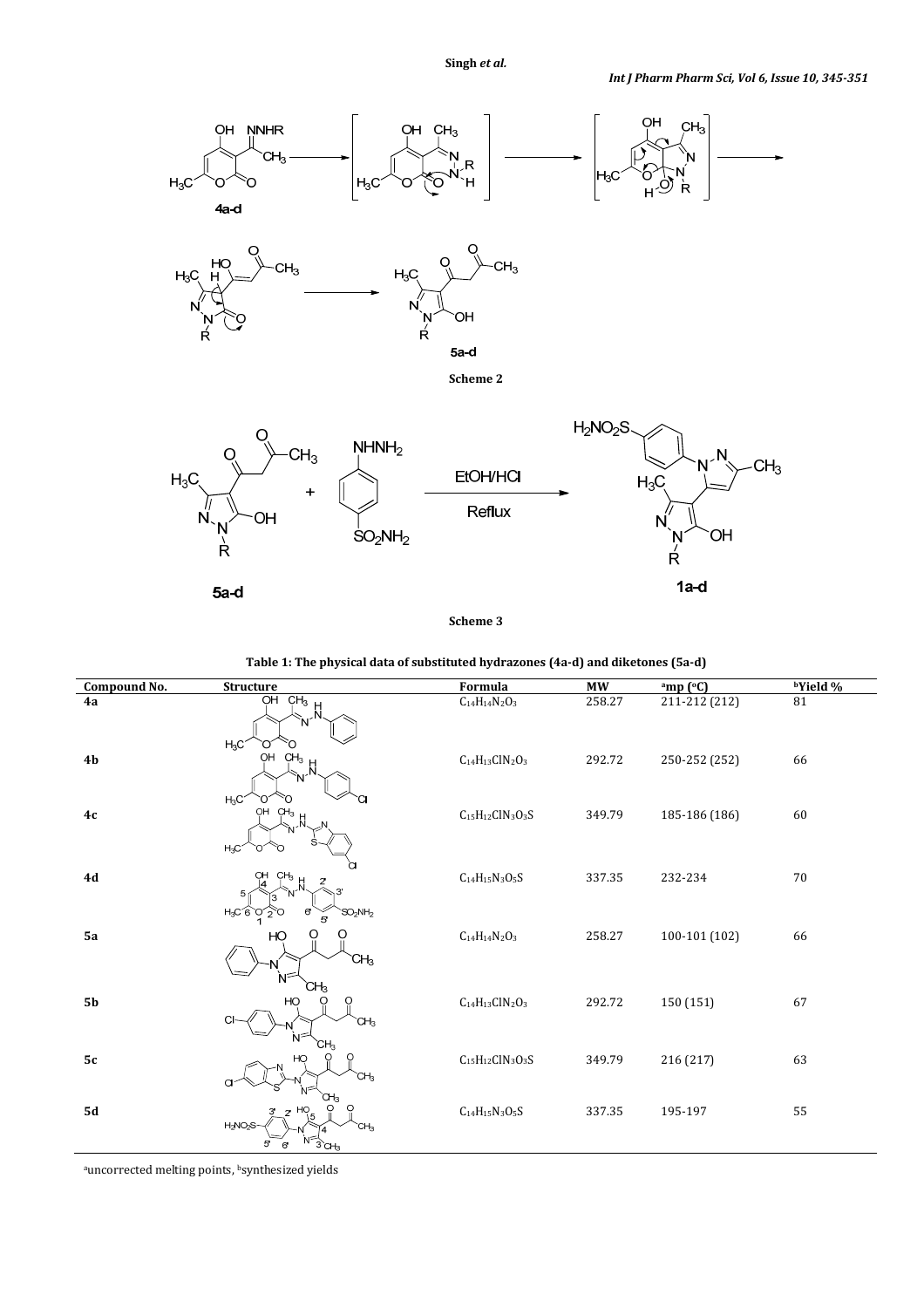Scheme 2

Scheme 3

**Table 1: The physical data of substituted hydrazones (4a-d) and diketones (5a-d)**

| Compound No. | Structure | Formula | MW | [a]mp (°C) | [b]Yield % |
|---|---|---|---|---|---|
| 4a | | $C_{14}H_{14}N_2O_3$ | 258.27 | 211-212 (212) | 81 |
| 4b | | $C_{14}H_{13}ClN_2O_3$ | 292.72 | 250-252 (252) | 66 |
| 4c | | $C_{15}H_{12}ClN_3O_3S$ | 349.79 | 185-186 (186) | 60 |
| 4d | | $C_{14}H_{15}N_3O_5S$ | 337.35 | 232-234 | 70 |
| 5a | | $C_{14}H_{14}N_2O_3$ | 258.27 | 100-101 (102) | 66 |
| 5b | | $C_{14}H_{13}ClN_2O_3$ | 292.72 | 150 (151) | 67 |
| 5c | | $C_{15}H_{12}ClN_3O_3S$ | 349.79 | 216 (217) | 63 |
| 5d | | $C_{14}H_{15}N_3O_5S$ | 337.35 | 195-197 | 55 |

[a]uncorrected melting points, [b]synthesized yields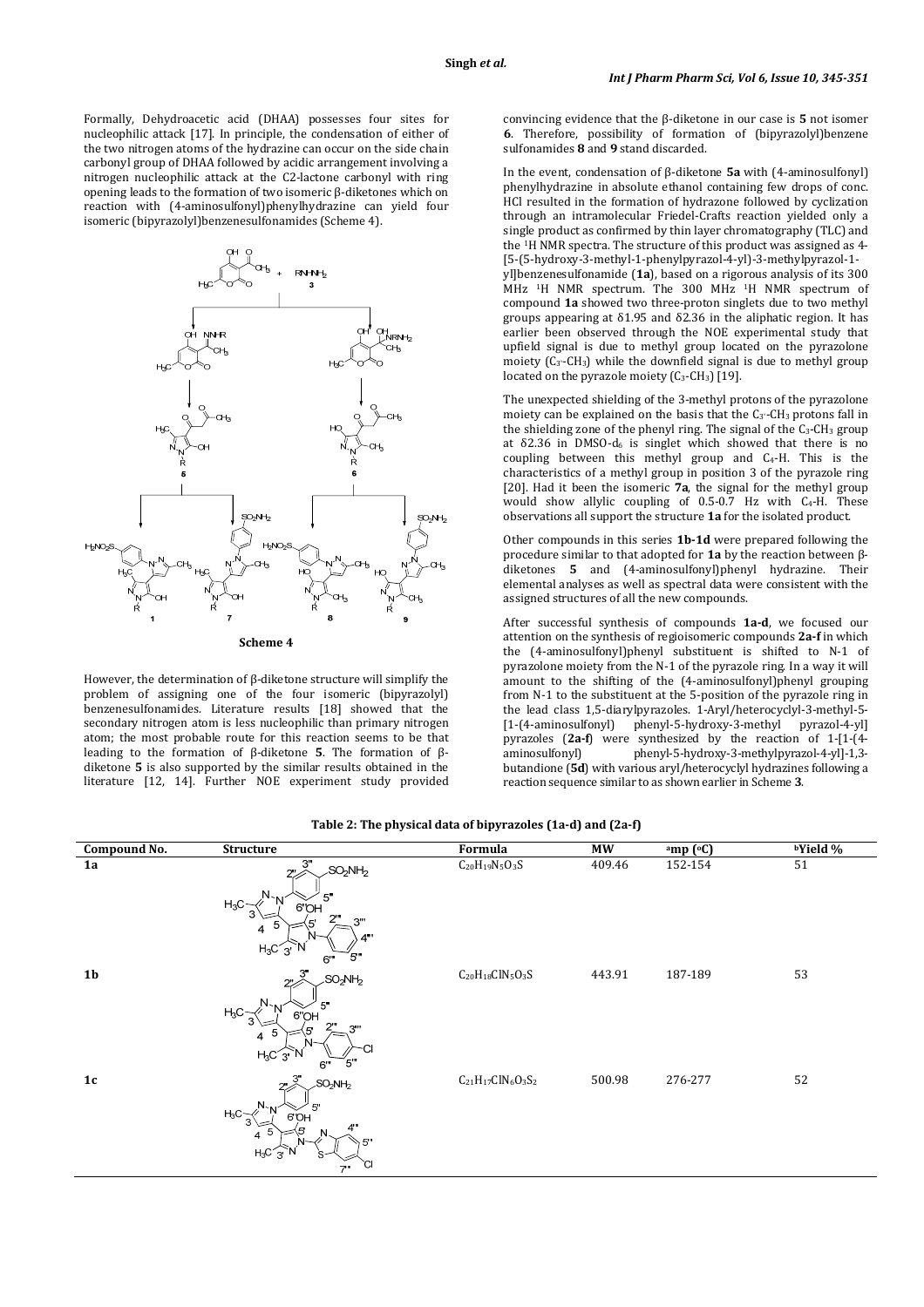Formally, Dehydroacetic acid (DHAA) possesses four sites for nucleophilic attack [17]. In principle, the condensation of either of the two nitrogen atoms of the hydrazine can occur on the side chain carbonyl group of DHAA followed by acidic arrangement involving a nitrogen nucleophilic attack at the C2-lactone carbonyl with ring opening leads to the formation of two isomeric β-diketones which on reaction with (4-aminosulfonyl)phenylhydrazine can yield four isomeric (bipyrazolyl)benzenesulfonamides (Scheme 4).

**Scheme 4**

However, the determination of β-diketone structure will simplify the problem of assigning one of the four isomeric (bipyrazolyl) benzenesulfonamides. Literature results [18] showed that the secondary nitrogen atom is less nucleophilic than primary nitrogen atom; the most probable route for this reaction seems to be that leading to the formation of β-diketone **5**. The formation of β-diketone **5** is also supported by the similar results obtained in the literature [12, 14]. Further NOE experiment study provided convincing evidence that the β-diketone in our case is **5** not isomer **6**. Therefore, possibility of formation of (bipyrazolyl)benzene sulfonamides **8** and **9** stand discarded.

In the event, condensation of β-diketone **5a** with (4-aminosulfonyl) phenylhydrazine in absolute ethanol containing few drops of conc. HCl resulted in the formation of hydrazone followed by cyclization through an intramolecular Friedel-Crafts reaction yielded only a single product as confirmed by thin layer chromatography (TLC) and the $^1$H NMR spectra. The structure of this product was assigned as 4-[5-(5-hydroxy-3-methyl-1-phenylpyrazol-4-yl)-3-methylpyrazol-1-yl]benzenesulfonamide (**1a**), based on a rigorous analysis of its 300 MHz $^1$H NMR spectrum. The 300 MHz $^1$H NMR spectrum of compound **1a** showed two three-proton singlets due to two methyl groups appearing at δ1.95 and δ2.36 in the aliphatic region. It has earlier been observed through the NOE experimental study that upfield signal is due to methyl group located on the pyrazolone moiety ($C_{3'}$-$CH_3$) while the downfield signal is due to methyl group located on the pyrazole moiety ($C_3$-$CH_3$) [19].

The unexpected shielding of the 3-methyl protons of the pyrazolone moiety can be explained on the basis that the $C_{3'}$-$CH_3$ protons fall in the shielding zone of the phenyl ring. The signal of the $C_3$-$CH_3$ group at δ2.36 in DMSO-$d_6$ is singlet which showed that there is no coupling between this methyl group and $C_4$-H. This is the characteristics of a methyl group in position 3 of the pyrazole ring [20]. Had it been the isomeric **7a**, the signal for the methyl group would show allylic coupling of 0.5-0.7 Hz with $C_4$-H. These observations all support the structure **1a** for the isolated product.

Other compounds in this series **1b-1d** were prepared following the procedure similar to that adopted for **1a** by the reaction between β-diketones **5** and (4-aminosulfonyl)phenyl hydrazine. Their elemental analyses as well as spectral data were consistent with the assigned structures of all the new compounds.

After successful synthesis of compounds **1a-d**, we focused our attention on the synthesis of regioisomeric compounds **2a-f** in which the (4-aminosulfonyl)phenyl substituent is shifted to N-1 of pyrazolone moiety from the N-1 of the pyrazole ring. In a way it will amount to the shifting of the (4-aminosulfonyl)phenyl grouping from N-1 to the substituent at the 5-position of the pyrazole ring in the lead class 1,5-diarylpyrazoles. 1-Aryl/heterocyclyl-3-methyl-5-[1-(4-aminosulfonyl) phenyl-5-hydroxy-3-methyl pyrazol-4-yl] pyrazoles (**2a-f**) were synthesized by the reaction of 1-[1-(4-aminosulfonyl) phenyl-5-hydroxy-3-methylpyrazol-4-yl]-1,3-butandione (**5d**) with various aryl/heterocyclyl hydrazines following a reaction sequence similar to as shown earlier in Scheme **3**.

**Table 2: The physical data of bipyrazoles (1a-d) and (2a-f)**

| Compound No. | Structure | Formula | MW | [a]mp (°C) | [b]Yield % |
|---|---|---|---|---|---|
| **1a** | | $C_{20}H_{19}N_5O_3S$ | 409.46 | 152-154 | 51 |
| **1b** | | $C_{20}H_{18}ClN_5O_3S$ | 443.91 | 187-189 | 53 |
| **1c** | | $C_{21}H_{17}ClN_6O_3S_2$ | 500.98 | 276-277 | 52 |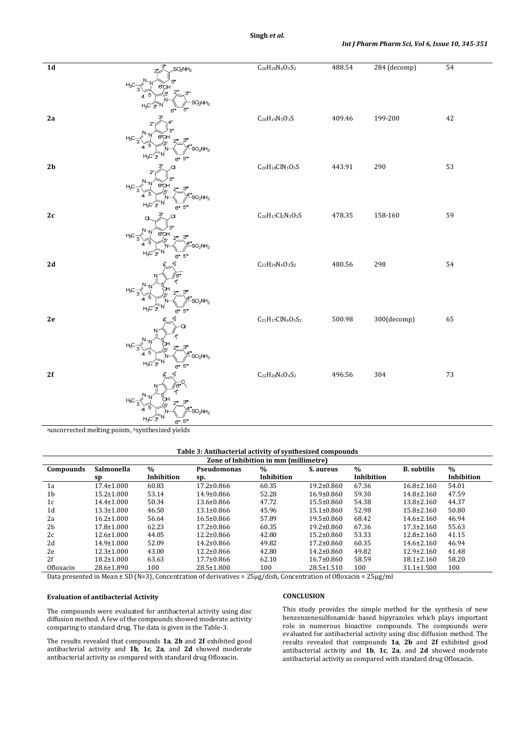| | | | | | |
|---|---|---|---|---|---|
| **1d** | | $C_{20}H_{20}N_6O_5S_2$ | 488.54 | 284 (decomp) | 54 |
| **2a** | | $C_{20}H_{19}N_5O_3S$ | 409.46 | 199-200 | 42 |
| **2b** | | $C_{20}H_{18}ClN_5O_3S$ | 443.91 | 290 | 53 |
| **2c** | | $C_{20}H_{17}Cl_2N_5O_3S$ | 478.35 | 158-160 | 59 |
| **2d** | | $C_{22}H_{20}N_6O_3S_2$ | 480.56 | 298 | 54 |
| **2e** | | $C_{21}H_{17}ClN_6O_3S_2$ | 500.98 | 300(decomp) | 65 |
| **2f** | | $C_{22}H_{20}N_6O_4S_2$ | 496.56 | 304 | 73 |

[a]uncorrected melting points, [b]synthesized yields

**Table 3: Antibacterial activity of synthesized compounds**

| Compounds | Zone of Inhibition in mm (millimetre) | | | | | | | |
|---|---|---|---|---|---|---|---|---|
| | Salmonella sp | % Inhibition | Pseudomonas sp. | % Inhibition | S. aureus | % Inhibition | B. subtilis | % Inhibition |
| 1a | 17.4±1.000 | 60.83 | 17.2±0.866 | 60.35 | 19.2±0.860 | 67.36 | 16.8±2.160 | 54.01 |
| 1b | 15.2±1.000 | 53.14 | 14.9±0.866 | 52.28 | 16.9±0.860 | 59.30 | 14.8±2.160 | 47.59 |
| 1c | 14.4±1.000 | 50.34 | 13.6±0.866 | 47.72 | 15.5±0.860 | 54.38 | 13.8±2.160 | 44.37 |
| 1d | 13.3±1.000 | 46.50 | 13.1±0.866 | 45.96 | 15.1±0.860 | 52.98 | 15.8±2.160 | 50.80 |
| 2a | 16.2±1.000 | 56.64 | 16.5±0.866 | 57.89 | 19.5±0.860 | 68.42 | 14.6±2.160 | 46.94 |
| 2b | 17.8±1.000 | 62.23 | 17.2±0.866 | 60.35 | 19.2±0.860 | 67.36 | 17.3±2.160 | 55.63 |
| 2c | 12.6±1.000 | 44.05 | 12.2±0.866 | 42.80 | 15.2±0.860 | 53.33 | 12.8±2.160 | 41.15 |
| 2d | 14.9±1.000 | 52.09 | 14.2±0.866 | 49.82 | 17.2±0.860 | 60.35 | 14.6±2.160 | 46.94 |
| 2e | 12.3±1.000 | 43.00 | 12.2±0.866 | 42.80 | 14.2±0.860 | 49.82 | 12.9±2.160 | 41.48 |
| 2f | 18.2±1.000 | 63.63 | 17.7±0.866 | 62.10 | 16.7±0.860 | 58.59 | 18.1±2.160 | 58.20 |
| Ofloxacin | 28.6±1.890 | 100 | 28.5±1.800 | 100 | 28.5±1.510 | 100 | 31.1±1.500 | 100 |

Data presented in Mean ± SD (N=3), Concentration of derivatives = 25µg/dish, Concentration of Ofloxacin = 25µg/ml

### Evaluation of antibacterial Activity

The compounds were evaluated for antibacterial activity using disc diffusion method. A few of the compounds showed moderate activity comparing to standard drug. The data is given in the Table-3.

The results revealed that compounds **1a**, **2b** and **2f** exhibited good antibacterial activity and **1b**, **1c**, **2a**, and **2d** showed moderate antibacterial activity as compared with standard drug Ofloxacin.

### CONCLUSION

This study provides the simple method for the synthesis of new benzenzenesulfonamide based bipyrazoles which plays important role in numerous bioactive compounds. The compounds were evaluated for antibacterial activity using disc diffusion method. The results revealed that compounds **1a**, **2b** and **2f** exhibited good antibacterial activity and **1b**, **1c**, **2a**, and **2d** showed moderate antibacterial activity as compared with standard drug Ofloxacin.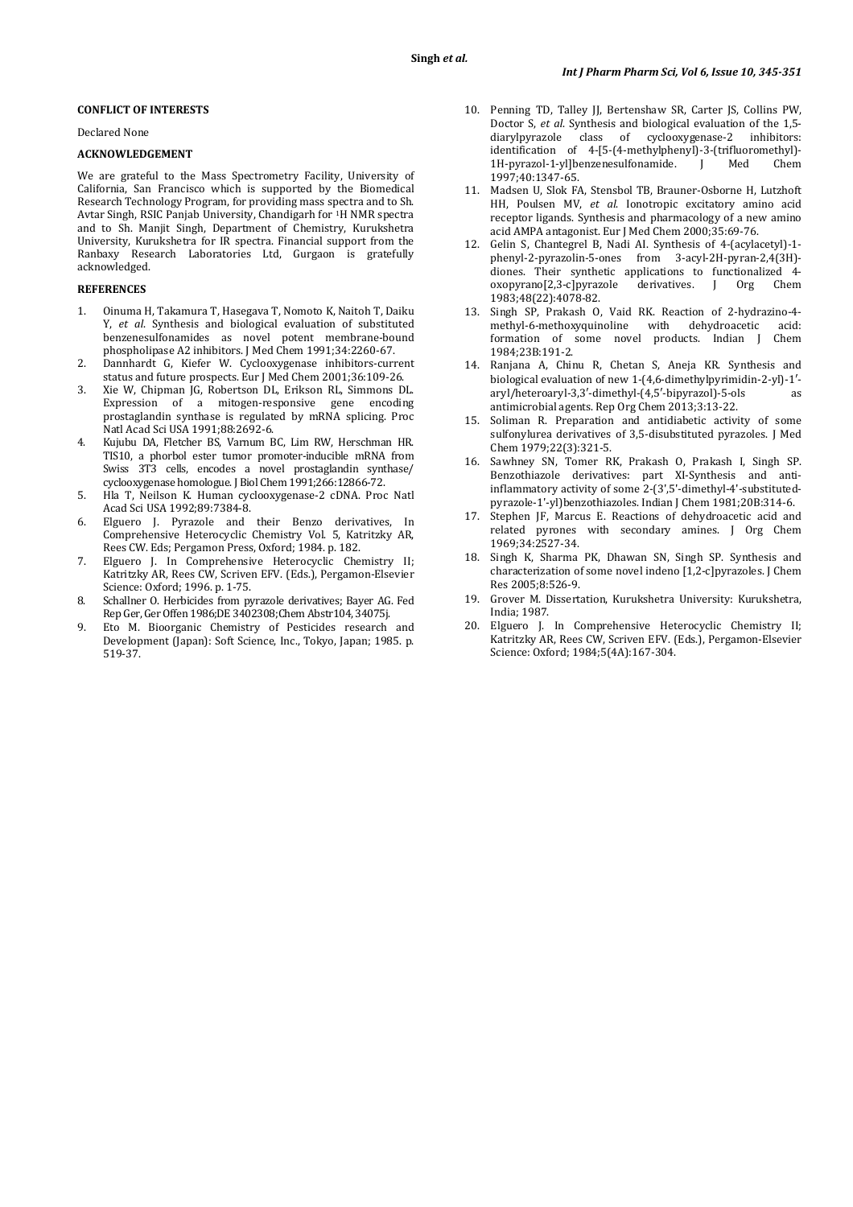### CONFLICT OF INTERESTS

Declared None

### ACKNOWLEDGEMENT

We are grateful to the Mass Spectrometry Facility, University of California, San Francisco which is supported by the Biomedical Research Technology Program, for providing mass spectra and to Sh. Avtar Singh, RSIC Panjab University, Chandigarh for $^1$H NMR spectra and to Sh. Manjit Singh, Department of Chemistry, Kurukshetra University, Kurukshetra for IR spectra. Financial support from the Ranbaxy Research Laboratories Ltd, Gurgaon is gratefully acknowledged.

### REFERENCES

1. Oinuma H, Takamura T, Hasegava T, Nomoto K, Naitoh T, Daiku Y, *et al*. Synthesis and biological evaluation of substituted benzenesulfonamides as novel potent membrane-bound phospholipase A2 inhibitors. J Med Chem 1991;34:2260-67.
2. Dannhardt G, Kiefer W. Cyclooxygenase inhibitors-current status and future prospects. Eur J Med Chem 2001;36:109-26.
3. Xie W, Chipman JG, Robertson DL, Erikson RL, Simmons DL. Expression of a mitogen-responsive gene encoding prostaglandin synthase is regulated by mRNA splicing. Proc Natl Acad Sci USA 1991;88:2692-6.
4. Kujubu DA, Fletcher BS, Varnum BC, Lim RW, Herschman HR. TIS10, a phorbol ester tumor promoter-inducible mRNA from Swiss 3T3 cells, encodes a novel prostaglandin synthase/ cyclooxygenase homologue. J Biol Chem 1991;266:12866-72.
5. Hla T, Neilson K. Human cyclooxygenase-2 cDNA. Proc Natl Acad Sci USA 1992;89:7384-8.
6. Elguero J. Pyrazole and their Benzo derivatives, In Comprehensive Heterocyclic Chemistry Vol. 5, Katritzky AR, Rees CW. Eds; Pergamon Press, Oxford; 1984. p. 182.
7. Elguero J. In Comprehensive Heterocyclic Chemistry II; Katritzky AR, Rees CW, Scriven EFV. (Eds.), Pergamon-Elsevier Science: Oxford; 1996. p. 1-75.
8. Schallner O. Herbicides from pyrazole derivatives; Bayer AG. Fed Rep Ger, Ger Offen 1986;DE 3402308;Chem Abstr104, 34075j.
9. Eto M. Bioorganic Chemistry of Pesticides research and Development (Japan): Soft Science, Inc., Tokyo, Japan; 1985. p. 519-37.
10. Penning TD, Talley JJ, Bertenshaw SR, Carter JS, Collins PW, Doctor S, *et al*. Synthesis and biological evaluation of the 1,5-diarylpyrazole class of cyclooxygenase-2 inhibitors: identification of 4-[5-(4-methylphenyl)-3-(trifluoromethyl)-1H-pyrazol-1-yl]benzenesulfonamide. J Med Chem 1997;40:1347-65.
11. Madsen U, Slok FA, Stensbol TB, Brauner-Osborne H, Lutzhoft HH, Poulsen MV, *et al*. Ionotropic excitatory amino acid receptor ligands. Synthesis and pharmacology of a new amino acid AMPA antagonist. Eur J Med Chem 2000;35:69-76.
12. Gelin S, Chantegrel B, Nadi AI. Synthesis of 4-(acylacetyl)-1-phenyl-2-pyrazolin-5-ones from 3-acyl-2H-pyran-2,4(3H)-diones. Their synthetic applications to functionalized 4-oxopyrano[2,3-c]pyrazole derivatives. J Org Chem 1983;48(22):4078-82.
13. Singh SP, Prakash O, Vaid RK. Reaction of 2-hydrazino-4-methyl-6-methoxyquinoline with dehydroacetic acid: formation of some novel products. Indian J Chem 1984;23B:191-2.
14. Ranjana A, Chinu R, Chetan S, Aneja KR. Synthesis and biological evaluation of new 1-(4,6-dimethylpyrimidin-2-yl)-1′-aryl/heteroaryl-3,3′-dimethyl-(4,5′-bipyrazol)-5-ols as antimicrobial agents. Rep Org Chem 2013;3:13-22.
15. Soliman R. Preparation and antidiabetic activity of some sulfonylurea derivatives of 3,5-disubstituted pyrazoles. J Med Chem 1979;22(3):321-5.
16. Sawhney SN, Tomer RK, Prakash O, Prakash I, Singh SP. Benzothiazole derivatives: part XI-Synthesis and anti-inflammatory activity of some 2-(3',5'-dimethyl-4'-substituted-pyrazole-1'-yl)benzothiazoles. Indian J Chem 1981;20B:314-6.
17. Stephen JF, Marcus E. Reactions of dehydroacetic acid and related pyrones with secondary amines. J Org Chem 1969;34:2527-34.
18. Singh K, Sharma PK, Dhawan SN, Singh SP. Synthesis and characterization of some novel indeno [1,2-c]pyrazoles. J Chem Res 2005;8:526-9.
19. Grover M. Dissertation, Kurukshetra University: Kurukshetra, India; 1987.
20. Elguero J. In Comprehensive Heterocyclic Chemistry II; Katritzky AR, Rees CW, Scriven EFV. (Eds.), Pergamon-Elsevier Science: Oxford; 1984;5(4A):167-304.